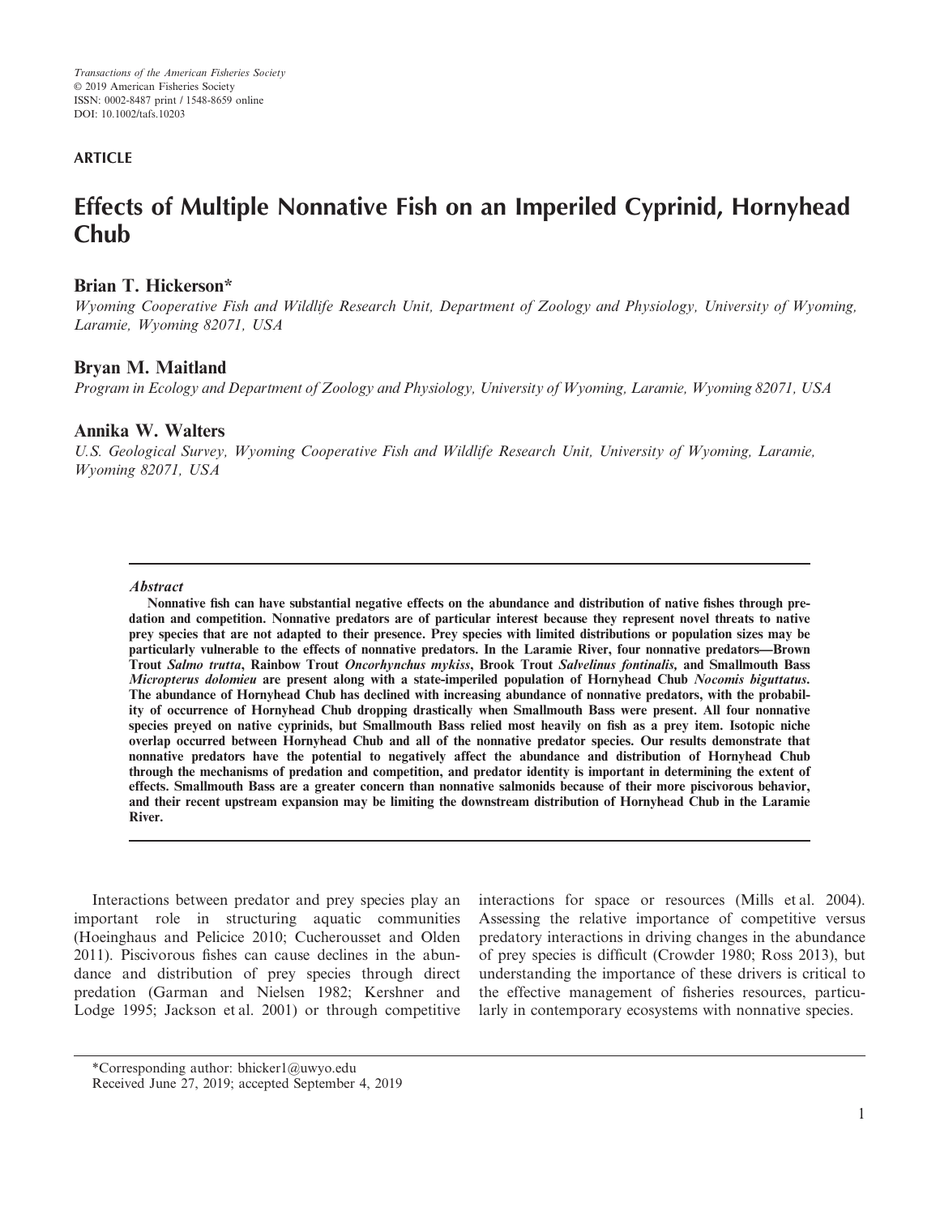Transactions of the American Fisheries Society
© 2019 American Fisheries Society
ISSN: 0002-8487 print / 1548-8659 online
DOI: 10.1002/tafs.10203

**ARTICLE**

# Effects of Multiple Nonnative Fish on an Imperiled Cyprinid, Hornyhead Chub

**Brian T. Hickerson***

*Wyoming Cooperative Fish and Wildlife Research Unit, Department of Zoology and Physiology, University of Wyoming, Laramie, Wyoming 82071, USA*

**Bryan M. Maitland**

*Program in Ecology and Department of Zoology and Physiology, University of Wyoming, Laramie, Wyoming 82071, USA*

**Annika W. Walters**

*U.S. Geological Survey, Wyoming Cooperative Fish and Wildlife Research Unit, University of Wyoming, Laramie, Wyoming 82071, USA*

### *Abstract*

**Nonnative fish can have substantial negative effects on the abundance and distribution of native fishes through predation and competition. Nonnative predators are of particular interest because they represent novel threats to native prey species that are not adapted to their presence. Prey species with limited distributions or population sizes may be particularly vulnerable to the effects of nonnative predators. In the Laramie River, four nonnative predators—Brown Trout *Salmo trutta*, Rainbow Trout *Oncorhynchus mykiss*, Brook Trout *Salvelinus fontinalis*, and Smallmouth Bass *Micropterus dolomieu* are present along with a state-imperiled population of Hornyhead Chub *Nocomis biguttatus*. The abundance of Hornyhead Chub has declined with increasing abundance of nonnative predators, with the probability of occurrence of Hornyhead Chub dropping drastically when Smallmouth Bass were present. All four nonnative species preyed on native cyprinids, but Smallmouth Bass relied most heavily on fish as a prey item. Isotopic niche overlap occurred between Hornyhead Chub and all of the nonnative predator species. Our results demonstrate that nonnative predators have the potential to negatively affect the abundance and distribution of Hornyhead Chub through the mechanisms of predation and competition, and predator identity is important in determining the extent of effects. Smallmouth Bass are a greater concern than nonnative salmonids because of their more piscivorous behavior, and their recent upstream expansion may be limiting the downstream distribution of Hornyhead Chub in the Laramie River.**

Interactions between predator and prey species play an important role in structuring aquatic communities (Hoeinghaus and Pelicice 2010; Cucherousset and Olden 2011). Piscivorous fishes can cause declines in the abundance and distribution of prey species through direct predation (Garman and Nielsen 1982; Kershner and Lodge 1995; Jackson et al. 2001) or through competitive interactions for space or resources (Mills et al. 2004). Assessing the relative importance of competitive versus predatory interactions in driving changes in the abundance of prey species is difficult (Crowder 1980; Ross 2013), but understanding the importance of these drivers is critical to the effective management of fisheries resources, particularly in contemporary ecosystems with nonnative species.

*Corresponding author: bhicker1@uwyo.edu
Received June 27, 2019; accepted September 4, 2019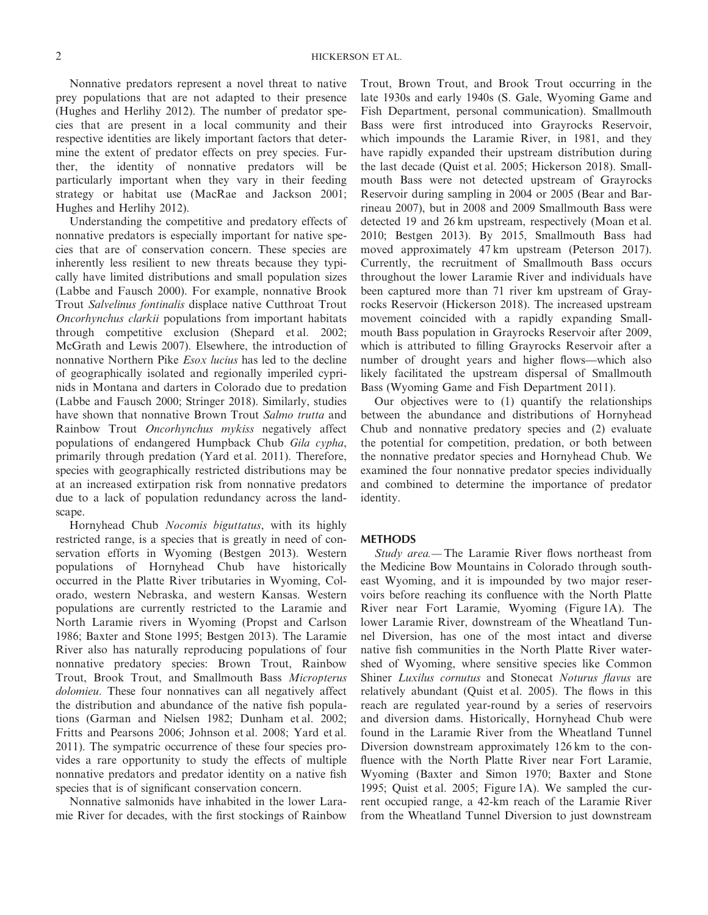Nonnative predators represent a novel threat to native prey populations that are not adapted to their presence (Hughes and Herlihy 2012). The number of predator species that are present in a local community and their respective identities are likely important factors that determine the extent of predator effects on prey species. Further, the identity of nonnative predators will be particularly important when they vary in their feeding strategy or habitat use (MacRae and Jackson 2001; Hughes and Herlihy 2012).

Understanding the competitive and predatory effects of nonnative predators is especially important for native species that are of conservation concern. These species are inherently less resilient to new threats because they typically have limited distributions and small population sizes (Labbe and Fausch 2000). For example, nonnative Brook Trout *Salvelinus fontinalis* displace native Cutthroat Trout *Oncorhynchus clarkii* populations from important habitats through competitive exclusion (Shepard et al. 2002; McGrath and Lewis 2007). Elsewhere, the introduction of nonnative Northern Pike *Esox lucius* has led to the decline of geographically isolated and regionally imperiled cyprinids in Montana and darters in Colorado due to predation (Labbe and Fausch 2000; Stringer 2018). Similarly, studies have shown that nonnative Brown Trout *Salmo trutta* and Rainbow Trout *Oncorhynchus mykiss* negatively affect populations of endangered Humpback Chub *Gila cypha*, primarily through predation (Yard et al. 2011). Therefore, species with geographically restricted distributions may be at an increased extirpation risk from nonnative predators due to a lack of population redundancy across the landscape.

Hornyhead Chub *Nocomis biguttatus*, with its highly restricted range, is a species that is greatly in need of conservation efforts in Wyoming (Bestgen 2013). Western populations of Hornyhead Chub have historically occurred in the Platte River tributaries in Wyoming, Colorado, western Nebraska, and western Kansas. Western populations are currently restricted to the Laramie and North Laramie rivers in Wyoming (Propst and Carlson 1986; Baxter and Stone 1995; Bestgen 2013). The Laramie River also has naturally reproducing populations of four nonnative predatory species: Brown Trout, Rainbow Trout, Brook Trout, and Smallmouth Bass *Micropterus dolomieu*. These four nonnatives can all negatively affect the distribution and abundance of the native fish populations (Garman and Nielsen 1982; Dunham et al. 2002; Fritts and Pearsons 2006; Johnson et al. 2008; Yard et al. 2011). The sympatric occurrence of these four species provides a rare opportunity to study the effects of multiple nonnative predators and predator identity on a native fish species that is of significant conservation concern.

Nonnative salmonids have inhabited in the lower Laramie River for decades, with the first stockings of Rainbow Trout, Brown Trout, and Brook Trout occurring in the late 1930s and early 1940s (S. Gale, Wyoming Game and Fish Department, personal communication). Smallmouth Bass were first introduced into Grayrocks Reservoir, which impounds the Laramie River, in 1981, and they have rapidly expanded their upstream distribution during the last decade (Quist et al. 2005; Hickerson 2018). Smallmouth Bass were not detected upstream of Grayrocks Reservoir during sampling in 2004 or 2005 (Bear and Barrineau 2007), but in 2008 and 2009 Smallmouth Bass were detected 19 and 26 km upstream, respectively (Moan et al. 2010; Bestgen 2013). By 2015, Smallmouth Bass had moved approximately 47 km upstream (Peterson 2017). Currently, the recruitment of Smallmouth Bass occurs throughout the lower Laramie River and individuals have been captured more than 71 river km upstream of Grayrocks Reservoir (Hickerson 2018). The increased upstream movement coincided with a rapidly expanding Smallmouth Bass population in Grayrocks Reservoir after 2009, which is attributed to filling Grayrocks Reservoir after a number of drought years and higher flows—which also likely facilitated the upstream dispersal of Smallmouth Bass (Wyoming Game and Fish Department 2011).

Our objectives were to (1) quantify the relationships between the abundance and distributions of Hornyhead Chub and nonnative predatory species and (2) evaluate the potential for competition, predation, or both between the nonnative predator species and Hornyhead Chub. We examined the four nonnative predator species individually and combined to determine the importance of predator identity.

## METHODS

*Study area.*— The Laramie River flows northeast from the Medicine Bow Mountains in Colorado through southeast Wyoming, and it is impounded by two major reservoirs before reaching its confluence with the North Platte River near Fort Laramie, Wyoming (Figure 1A). The lower Laramie River, downstream of the Wheatland Tunnel Diversion, has one of the most intact and diverse native fish communities in the North Platte River watershed of Wyoming, where sensitive species like Common Shiner *Luxilus cornutus* and Stonecat *Noturus flavus* are relatively abundant (Quist et al. 2005). The flows in this reach are regulated year-round by a series of reservoirs and diversion dams. Historically, Hornyhead Chub were found in the Laramie River from the Wheatland Tunnel Diversion downstream approximately 126 km to the confluence with the North Platte River near Fort Laramie, Wyoming (Baxter and Simon 1970; Baxter and Stone 1995; Quist et al. 2005; Figure 1A). We sampled the current occupied range, a 42-km reach of the Laramie River from the Wheatland Tunnel Diversion to just downstream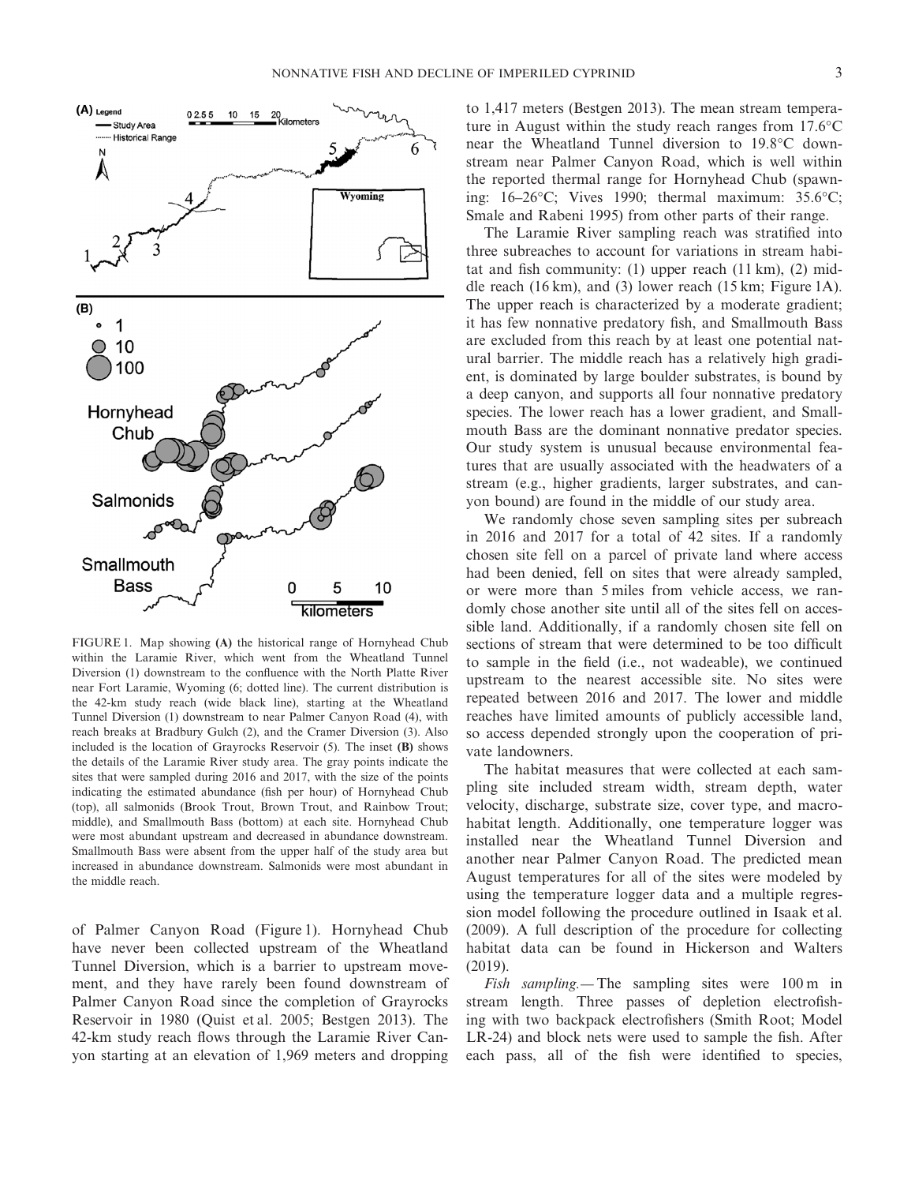FIGURE 1. Map showing (A) the historical range of Hornyhead Chub within the Laramie River, which went from the Wheatland Tunnel Diversion (1) downstream to the confluence with the North Platte River near Fort Laramie, Wyoming (6; dotted line). The current distribution is the 42-km study reach (wide black line), starting at the Wheatland Tunnel Diversion (1) downstream to near Palmer Canyon Road (4), with reach breaks at Bradbury Gulch (2), and the Cramer Diversion (3). Also included is the location of Grayrocks Reservoir (5). The inset (B) shows the details of the Laramie River study area. The gray points indicate the sites that were sampled during 2016 and 2017, with the size of the points indicating the estimated abundance (fish per hour) of Hornyhead Chub (top), all salmonids (Brook Trout, Brown Trout, and Rainbow Trout; middle), and Smallmouth Bass (bottom) at each site. Hornyhead Chub were most abundant upstream and decreased in abundance downstream. Smallmouth Bass were absent from the upper half of the study area but increased in abundance downstream. Salmonids were most abundant in the middle reach.

of Palmer Canyon Road (Figure 1). Hornyhead Chub have never been collected upstream of the Wheatland Tunnel Diversion, which is a barrier to upstream movement, and they have rarely been found downstream of Palmer Canyon Road since the completion of Grayrocks Reservoir in 1980 (Quist et al. 2005; Bestgen 2013). The 42-km study reach flows through the Laramie River Canyon starting at an elevation of 1,969 meters and dropping to 1,417 meters (Bestgen 2013). The mean stream temperature in August within the study reach ranges from 17.6°C near the Wheatland Tunnel diversion to 19.8°C downstream near Palmer Canyon Road, which is well within the reported thermal range for Hornyhead Chub (spawning: 16–26°C; Vives 1990; thermal maximum: 35.6°C; Smale and Rabeni 1995) from other parts of their range.

The Laramie River sampling reach was stratified into three subreaches to account for variations in stream habitat and fish community: (1) upper reach (11 km), (2) middle reach (16 km), and (3) lower reach (15 km; Figure 1A). The upper reach is characterized by a moderate gradient; it has few nonnative predatory fish, and Smallmouth Bass are excluded from this reach by at least one potential natural barrier. The middle reach has a relatively high gradient, is dominated by large boulder substrates, is bound by a deep canyon, and supports all four nonnative predatory species. The lower reach has a lower gradient, and Smallmouth Bass are the dominant nonnative predator species. Our study system is unusual because environmental features that are usually associated with the headwaters of a stream (e.g., higher gradients, larger substrates, and canyon bound) are found in the middle of our study area.

We randomly chose seven sampling sites per subreach in 2016 and 2017 for a total of 42 sites. If a randomly chosen site fell on a parcel of private land where access had been denied, fell on sites that were already sampled, or were more than 5 miles from vehicle access, we randomly chose another site until all of the sites fell on accessible land. Additionally, if a randomly chosen site fell on sections of stream that were determined to be too difficult to sample in the field (i.e., not wadeable), we continued upstream to the nearest accessible site. No sites were repeated between 2016 and 2017. The lower and middle reaches have limited amounts of publicly accessible land, so access depended strongly upon the cooperation of private landowners.

The habitat measures that were collected at each sampling site included stream width, stream depth, water velocity, discharge, substrate size, cover type, and macrohabitat length. Additionally, one temperature logger was installed near the Wheatland Tunnel Diversion and another near Palmer Canyon Road. The predicted mean August temperatures for all of the sites were modeled by using the temperature logger data and a multiple regression model following the procedure outlined in Isaak et al. (2009). A full description of the procedure for collecting habitat data can be found in Hickerson and Walters (2019).

*Fish sampling.*— The sampling sites were 100 m in stream length. Three passes of depletion electrofishing with two backpack electrofishers (Smith Root; Model LR-24) and block nets were used to sample the fish. After each pass, all of the fish were identified to species,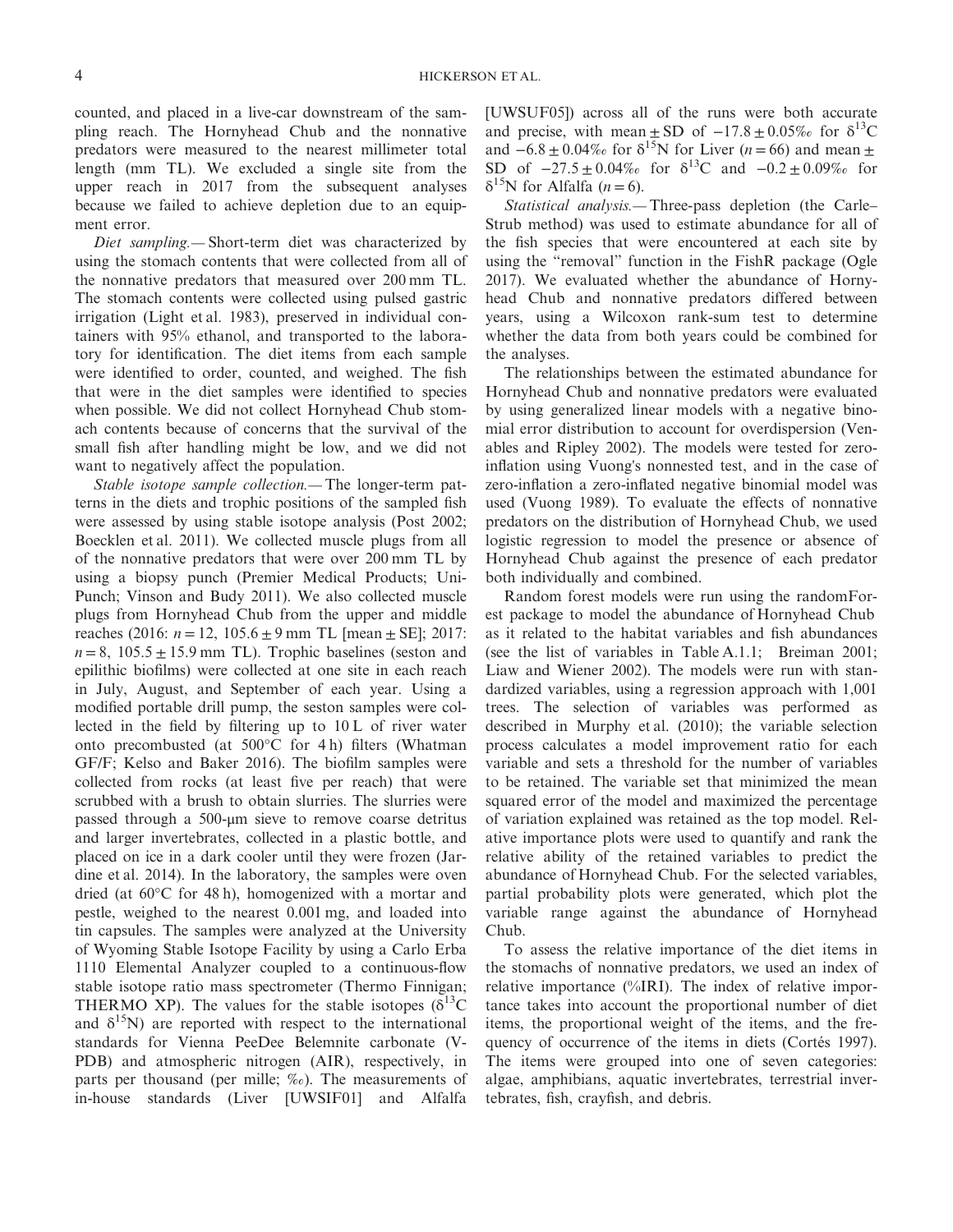counted, and placed in a live-car downstream of the sampling reach. The Hornyhead Chub and the nonnative predators were measured to the nearest millimeter total length (mm TL). We excluded a single site from the upper reach in 2017 from the subsequent analyses because we failed to achieve depletion due to an equipment error.

*Diet sampling.—* Short-term diet was characterized by using the stomach contents that were collected from all of the nonnative predators that measured over 200 mm TL. The stomach contents were collected using pulsed gastric irrigation (Light et al. 1983), preserved in individual containers with 95% ethanol, and transported to the laboratory for identification. The diet items from each sample were identified to order, counted, and weighed. The fish that were in the diet samples were identified to species when possible. We did not collect Hornyhead Chub stomach contents because of concerns that the survival of the small fish after handling might be low, and we did not want to negatively affect the population.

*Stable isotope sample collection.—* The longer-term patterns in the diets and trophic positions of the sampled fish were assessed by using stable isotope analysis (Post 2002; Boecklen et al. 2011). We collected muscle plugs from all of the nonnative predators that were over 200 mm TL by using a biopsy punch (Premier Medical Products; Uni-Punch; Vinson and Budy 2011). We also collected muscle plugs from Hornyhead Chub from the upper and middle reaches (2016: $n = 12$, $105.6 \pm 9$ mm TL [mean ± SE]; 2017: $n = 8$, $105.5 \pm 15.9$ mm TL). Trophic baselines (seston and epilithic biofilms) were collected at one site in each reach in July, August, and September of each year. Using a modified portable drill pump, the seston samples were collected in the field by filtering up to 10 L of river water onto precombusted (at 500°C for 4 h) filters (Whatman GF/F; Kelso and Baker 2016). The biofilm samples were collected from rocks (at least five per reach) that were scrubbed with a brush to obtain slurries. The slurries were passed through a 500-μm sieve to remove coarse detritus and larger invertebrates, collected in a plastic bottle, and placed on ice in a dark cooler until they were frozen (Jardine et al. 2014). In the laboratory, the samples were oven dried (at 60°C for 48 h), homogenized with a mortar and pestle, weighed to the nearest 0.001 mg, and loaded into tin capsules. The samples were analyzed at the University of Wyoming Stable Isotope Facility by using a Carlo Erba 1110 Elemental Analyzer coupled to a continuous-flow stable isotope ratio mass spectrometer (Thermo Finnigan; THERMO XP). The values for the stable isotopes ($\delta^{13}C$ and $\delta^{15}N$) are reported with respect to the international standards for Vienna PeeDee Belemnite carbonate (V-PDB) and atmospheric nitrogen (AIR), respectively, in parts per thousand (per mille; ‰). The measurements of in-house standards (Liver [UWSIF01] and Alfalfa [UWSUF05]) across all of the runs were both accurate and precise, with mean ± SD of $-17.8 \pm 0.05$‰ for $\delta^{13}C$ and $-6.8 \pm 0.04$‰ for $\delta^{15}N$ for Liver ($n = 66$) and mean ± SD of $-27.5 \pm 0.04$‰ for $\delta^{13}C$ and $-0.2 \pm 0.09$‰ for $\delta^{15}N$ for Alfalfa ($n = 6$).

*Statistical analysis.—* Three-pass depletion (the Carle–Strub method) was used to estimate abundance for all of the fish species that were encountered at each site by using the "removal" function in the FishR package (Ogle 2017). We evaluated whether the abundance of Hornyhead Chub and nonnative predators differed between years, using a Wilcoxon rank-sum test to determine whether the data from both years could be combined for the analyses.

The relationships between the estimated abundance for Hornyhead Chub and nonnative predators were evaluated by using generalized linear models with a negative binomial error distribution to account for overdispersion (Venables and Ripley 2002). The models were tested for zero-inflation using Vuong's nonnested test, and in the case of zero-inflation a zero-inflated negative binomial model was used (Vuong 1989). To evaluate the effects of nonnative predators on the distribution of Hornyhead Chub, we used logistic regression to model the presence or absence of Hornyhead Chub against the presence of each predator both individually and combined.

Random forest models were run using the randomForest package to model the abundance of Hornyhead Chub as it related to the habitat variables and fish abundances (see the list of variables in Table A.1.1; Breiman 2001; Liaw and Wiener 2002). The models were run with standardized variables, using a regression approach with 1,001 trees. The selection of variables was performed as described in Murphy et al. (2010); the variable selection process calculates a model improvement ratio for each variable and sets a threshold for the number of variables to be retained. The variable set that minimized the mean squared error of the model and maximized the percentage of variation explained was retained as the top model. Relative importance plots were used to quantify and rank the relative ability of the retained variables to predict the abundance of Hornyhead Chub. For the selected variables, partial probability plots were generated, which plot the variable range against the abundance of Hornyhead Chub.

To assess the relative importance of the diet items in the stomachs of nonnative predators, we used an index of relative importance (%IRI). The index of relative importance takes into account the proportional number of diet items, the proportional weight of the items, and the frequency of occurrence of the items in diets (Cortés 1997). The items were grouped into one of seven categories: algae, amphibians, aquatic invertebrates, terrestrial invertebrates, fish, crayfish, and debris.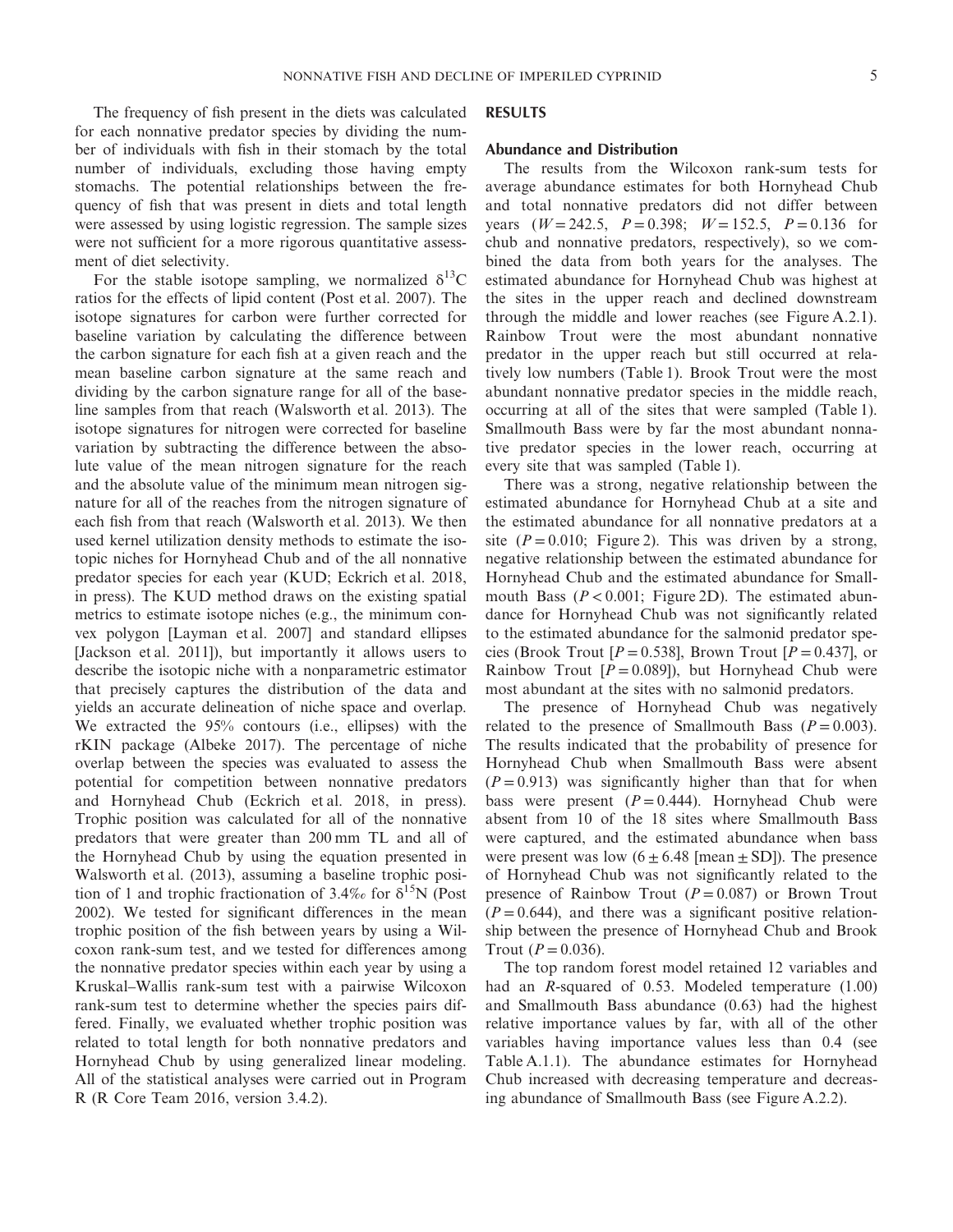The frequency of fish present in the diets was calculated for each nonnative predator species by dividing the number of individuals with fish in their stomach by the total number of individuals, excluding those having empty stomachs. The potential relationships between the frequency of fish that was present in diets and total length were assessed by using logistic regression. The sample sizes were not sufficient for a more rigorous quantitative assessment of diet selectivity.

For the stable isotope sampling, we normalized $\delta^{13}C$ ratios for the effects of lipid content (Post et al. 2007). The isotope signatures for carbon were further corrected for baseline variation by calculating the difference between the carbon signature for each fish at a given reach and the mean baseline carbon signature at the same reach and dividing by the carbon signature range for all of the baseline samples from that reach (Walsworth et al. 2013). The isotope signatures for nitrogen were corrected for baseline variation by subtracting the difference between the absolute value of the mean nitrogen signature for the reach and the absolute value of the minimum mean nitrogen signature for all of the reaches from the nitrogen signature of each fish from that reach (Walsworth et al. 2013). We then used kernel utilization density methods to estimate the isotopic niches for Hornyhead Chub and of the all nonnative predator species for each year (KUD; Eckrich et al. 2018, in press). The KUD method draws on the existing spatial metrics to estimate isotope niches (e.g., the minimum convex polygon [Layman et al. 2007] and standard ellipses [Jackson et al. 2011]), but importantly it allows users to describe the isotopic niche with a nonparametric estimator that precisely captures the distribution of the data and yields an accurate delineation of niche space and overlap. We extracted the 95% contours (i.e., ellipses) with the rKIN package (Albeke 2017). The percentage of niche overlap between the species was evaluated to assess the potential for competition between nonnative predators and Hornyhead Chub (Eckrich et al. 2018, in press). Trophic position was calculated for all of the nonnative predators that were greater than 200 mm TL and all of the Hornyhead Chub by using the equation presented in Walsworth et al. (2013), assuming a baseline trophic position of 1 and trophic fractionation of 3.4‰ for $\delta^{15}N$ (Post 2002). We tested for significant differences in the mean trophic position of the fish between years by using a Wilcoxon rank-sum test, and we tested for differences among the nonnative predator species within each year by using a Kruskal–Wallis rank-sum test with a pairwise Wilcoxon rank-sum test to determine whether the species pairs differed. Finally, we evaluated whether trophic position was related to total length for both nonnative predators and Hornyhead Chub by using generalized linear modeling. All of the statistical analyses were carried out in Program R (R Core Team 2016, version 3.4.2).

## RESULTS

### Abundance and Distribution

The results from the Wilcoxon rank-sum tests for average abundance estimates for both Hornyhead Chub and total nonnative predators did not differ between years ($W = 242.5$, $P = 0.398$; $W = 152.5$, $P = 0.136$ for chub and nonnative predators, respectively), so we combined the data from both years for the analyses. The estimated abundance for Hornyhead Chub was highest at the sites in the upper reach and declined downstream through the middle and lower reaches (see Figure A.2.1). Rainbow Trout were the most abundant nonnative predator in the upper reach but still occurred at relatively low numbers (Table 1). Brook Trout were the most abundant nonnative predator species in the middle reach, occurring at all of the sites that were sampled (Table 1). Smallmouth Bass were by far the most abundant nonnative predator species in the lower reach, occurring at every site that was sampled (Table 1).

There was a strong, negative relationship between the estimated abundance for Hornyhead Chub at a site and the estimated abundance for all nonnative predators at a site ($P = 0.010$; Figure 2). This was driven by a strong, negative relationship between the estimated abundance for Hornyhead Chub and the estimated abundance for Smallmouth Bass ($P < 0.001$; Figure 2D). The estimated abundance for Hornyhead Chub was not significantly related to the estimated abundance for the salmonid predator species (Brook Trout [$P = 0.538$], Brown Trout [$P = 0.437$], or Rainbow Trout [$P = 0.089$]), but Hornyhead Chub were most abundant at the sites with no salmonid predators.

The presence of Hornyhead Chub was negatively related to the presence of Smallmouth Bass ($P = 0.003$). The results indicated that the probability of presence for Hornyhead Chub when Smallmouth Bass were absent ($P = 0.913$) was significantly higher than that for when bass were present ($P = 0.444$). Hornyhead Chub were absent from 10 of the 18 sites where Smallmouth Bass were captured, and the estimated abundance when bass were present was low ($6 \pm 6.48$ [mean $\pm$ SD]). The presence of Hornyhead Chub was not significantly related to the presence of Rainbow Trout ($P = 0.087$) or Brown Trout ($P = 0.644$), and there was a significant positive relationship between the presence of Hornyhead Chub and Brook Trout ($P = 0.036$).

The top random forest model retained 12 variables and had an $R$-squared of 0.53. Modeled temperature (1.00) and Smallmouth Bass abundance (0.63) had the highest relative importance values by far, with all of the other variables having importance values less than 0.4 (see Table A.1.1). The abundance estimates for Hornyhead Chub increased with decreasing temperature and decreasing abundance of Smallmouth Bass (see Figure A.2.2).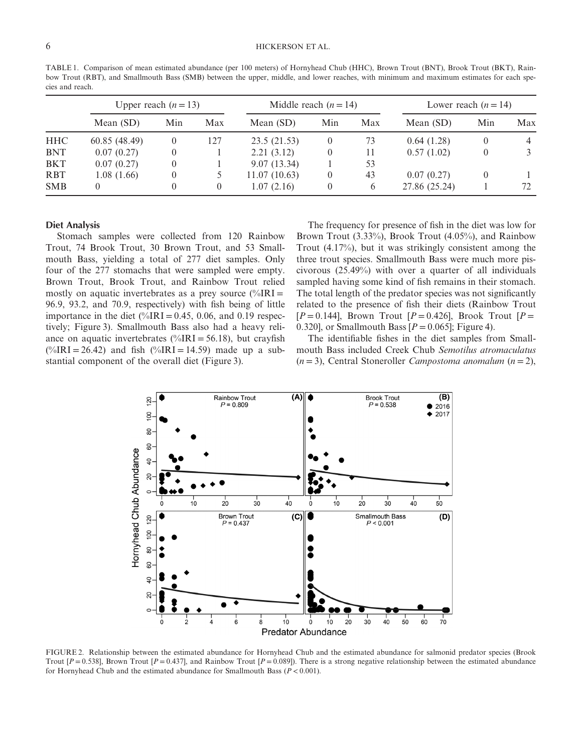TABLE 1. Comparison of mean estimated abundance (per 100 meters) of Hornyhead Chub (HHC), Brown Trout (BNT), Brook Trout (BKT), Rainbow Trout (RBT), and Smallmouth Bass (SMB) between the upper, middle, and lower reaches, with minimum and maximum estimates for each species and reach.

| | Upper reach ($n = 13$) | | | Middle reach ($n = 14$) | | | Lower reach ($n = 14$) | | |
|---|---|---|---|---|---|---|---|---|---|
| | Mean (SD) | Min | Max | Mean (SD) | Min | Max | Mean (SD) | Min | Max |
| HHC | 60.85 (48.49) | 0 | 127 | 23.5 (21.53) | 0 | 73 | 0.64 (1.28) | 0 | 4 |
| BNT | 0.07 (0.27) | 0 | 1 | 2.21 (3.12) | 0 | 11 | 0.57 (1.02) | 0 | 3 |
| BKT | 0.07 (0.27) | 0 | 1 | 9.07 (13.34) | 1 | 53 | | | |
| RBT | 1.08 (1.66) | 0 | 5 | 11.07 (10.63) | 0 | 43 | 0.07 (0.27) | 0 | 1 |
| SMB | 0 | 0 | 0 | 1.07 (2.16) | 0 | 6 | 27.86 (25.24) | 1 | 72 |

### Diet Analysis

Stomach samples were collected from 120 Rainbow Trout, 74 Brook Trout, 30 Brown Trout, and 53 Smallmouth Bass, yielding a total of 277 diet samples. Only four of the 277 stomachs that were sampled were empty. Brown Trout, Brook Trout, and Rainbow Trout relied mostly on aquatic invertebrates as a prey source (%IRI = 96.9, 93.2, and 70.9, respectively) with fish being of little importance in the diet (%IRI = 0.45, 0.06, and 0.19 respectively; Figure 3). Smallmouth Bass also had a heavy reliance on aquatic invertebrates (%IRI = 56.18), but crayfish (%IRI = 26.42) and fish (%IRI = 14.59) made up a substantial component of the overall diet (Figure 3).

The frequency for presence of fish in the diet was low for Brown Trout (3.33%), Brook Trout (4.05%), and Rainbow Trout (4.17%), but it was strikingly consistent among the three trout species. Smallmouth Bass were much more piscivorous (25.49%) with over a quarter of all individuals sampled having some kind of fish remains in their stomach. The total length of the predator species was not significantly related to the presence of fish their diets (Rainbow Trout [$P = 0.144$], Brown Trout [$P = 0.426$], Brook Trout [$P = 0.320$], or Smallmouth Bass [$P = 0.065$]; Figure 4).

The identifiable fishes in the diet samples from Smallmouth Bass included Creek Chub *Semotilus atromaculatus* ($n = 3$), Central Stoneroller *Campostoma anomalum* ($n = 2$),

FIGURE 2. Relationship between the estimated abundance for Hornyhead Chub and the estimated abundance for salmonid predator species (Brook Trout [$P = 0.538$], Brown Trout [$P = 0.437$], and Rainbow Trout [$P = 0.089$]). There is a strong negative relationship between the estimated abundance for Hornyhead Chub and the estimated abundance for Smallmouth Bass ($P < 0.001$).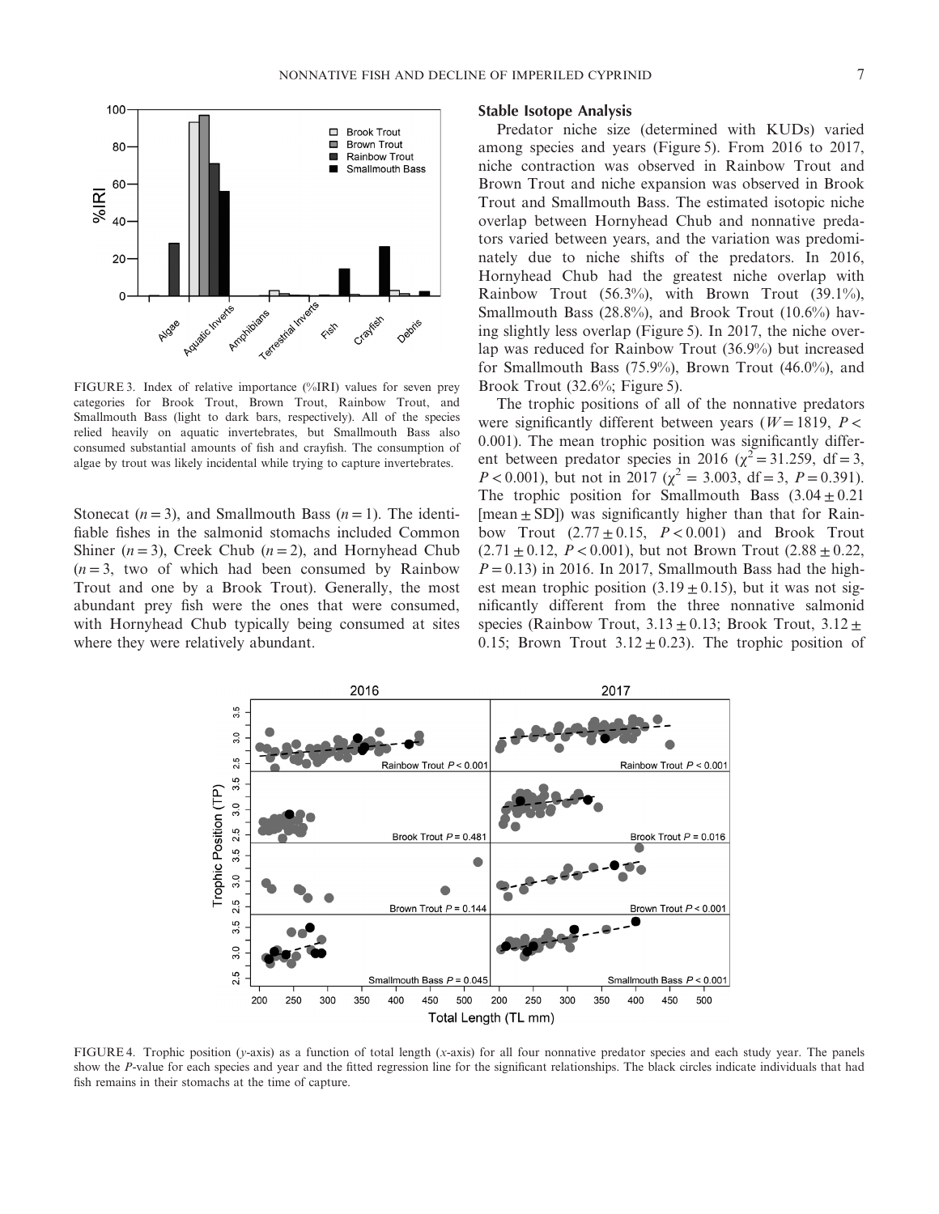FIGURE 3. Index of relative importance (%IRI) values for seven prey categories for Brook Trout, Brown Trout, Rainbow Trout, and Smallmouth Bass (light to dark bars, respectively). All of the species relied heavily on aquatic invertebrates, but Smallmouth Bass also consumed substantial amounts of fish and crayfish. The consumption of algae by trout was likely incidental while trying to capture invertebrates.

Stonecat ($n = 3$), and Smallmouth Bass ($n = 1$). The identifiable fishes in the salmonid stomachs included Common Shiner ($n = 3$), Creek Chub ($n = 2$), and Hornyhead Chub ($n = 3$, two of which had been consumed by Rainbow Trout and one by a Brook Trout). Generally, the most abundant prey fish were the ones that were consumed, with Hornyhead Chub typically being consumed at sites where they were relatively abundant.

### Stable Isotope Analysis

Predator niche size (determined with KUDs) varied among species and years (Figure 5). From 2016 to 2017, niche contraction was observed in Rainbow Trout and Brown Trout and niche expansion was observed in Brook Trout and Smallmouth Bass. The estimated isotopic niche overlap between Hornyhead Chub and nonnative predators varied between years, and the variation was predominately due to niche shifts of the predators. In 2016, Hornyhead Chub had the greatest niche overlap with Rainbow Trout (56.3%), with Brown Trout (39.1%), Smallmouth Bass (28.8%), and Brook Trout (10.6%) having slightly less overlap (Figure 5). In 2017, the niche overlap was reduced for Rainbow Trout (36.9%) but increased for Smallmouth Bass (75.9%), Brown Trout (46.0%), and Brook Trout (32.6%; Figure 5).

The trophic positions of all of the nonnative predators were significantly different between years ($W = 1819$, $P < 0.001$). The mean trophic position was significantly different between predator species in 2016 ($\chi^2 = 31.259$, df = 3, $P < 0.001$), but not in 2017 ($\chi^2 = 3.003$, df = 3, $P = 0.391$). The trophic position for Smallmouth Bass ($3.04 \pm 0.21$ [mean $\pm$ SD]) was significantly higher than that for Rainbow Trout ($2.77 \pm 0.15$, $P < 0.001$) and Brook Trout ($2.71 \pm 0.12$, $P < 0.001$), but not Brown Trout ($2.88 \pm 0.22$, $P = 0.13$) in 2016. In 2017, Smallmouth Bass had the highest mean trophic position ($3.19 \pm 0.15$), but it was not significantly different from the three nonnative salmonid species (Rainbow Trout, $3.13 \pm 0.13$; Brook Trout, $3.12 \pm 0.15$; Brown Trout $3.12 \pm 0.23$). The trophic position of

FIGURE 4. Trophic position (*y*-axis) as a function of total length (*x*-axis) for all four nonnative predator species and each study year. The panels show the *P*-value for each species and year and the fitted regression line for the significant relationships. The black circles indicate individuals that had fish remains in their stomachs at the time of capture.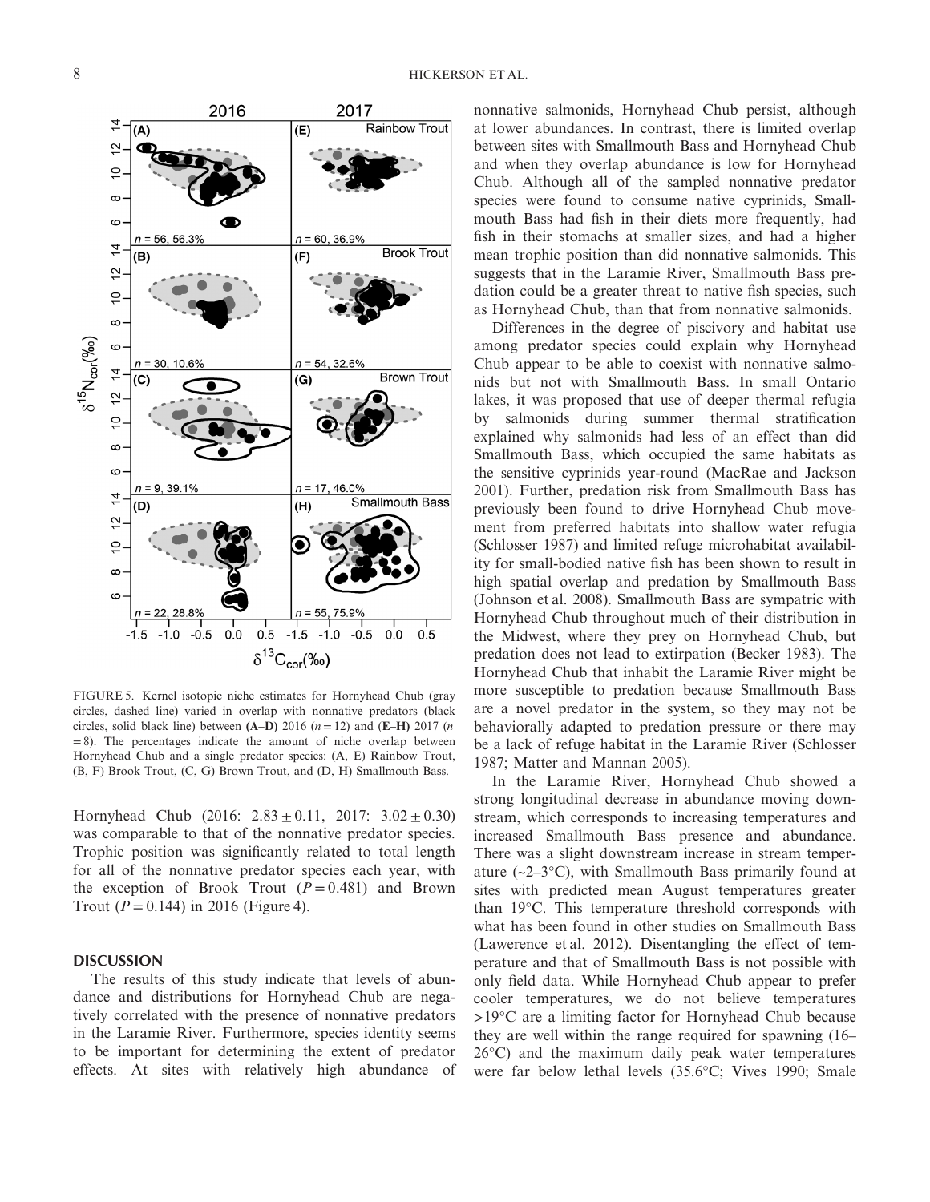FIGURE 5. Kernel isotopic niche estimates for Hornyhead Chub (gray circles, dashed line) varied in overlap with nonnative predators (black circles, solid black line) between **(A–D)** 2016 ($n = 12$) and **(E–H)** 2017 ($n = 8$). The percentages indicate the amount of niche overlap between Hornyhead Chub and a single predator species: (A, E) Rainbow Trout, (B, F) Brook Trout, (C, G) Brown Trout, and (D, H) Smallmouth Bass.

Hornyhead Chub (2016: $2.83 \pm 0.11$, 2017: $3.02 \pm 0.30$) was comparable to that of the nonnative predator species. Trophic position was significantly related to total length for all of the nonnative predator species each year, with the exception of Brook Trout ($P = 0.481$) and Brown Trout ($P = 0.144$) in 2016 (Figure 4).

## DISCUSSION

The results of this study indicate that levels of abundance and distributions for Hornyhead Chub are negatively correlated with the presence of nonnative predators in the Laramie River. Furthermore, species identity seems to be important for determining the extent of predator effects. At sites with relatively high abundance of nonnative salmonids, Hornyhead Chub persist, although at lower abundances. In contrast, there is limited overlap between sites with Smallmouth Bass and Hornyhead Chub and when they overlap abundance is low for Hornyhead Chub. Although all of the sampled nonnative predator species were found to consume native cyprinids, Smallmouth Bass had fish in their diets more frequently, had fish in their stomachs at smaller sizes, and had a higher mean trophic position than did nonnative salmonids. This suggests that in the Laramie River, Smallmouth Bass predation could be a greater threat to native fish species, such as Hornyhead Chub, than that from nonnative salmonids.

Differences in the degree of piscivory and habitat use among predator species could explain why Hornyhead Chub appear to be able to coexist with nonnative salmonids but not with Smallmouth Bass. In small Ontario lakes, it was proposed that use of deeper thermal refugia by salmonids during summer thermal stratification explained why salmonids had less of an effect than did Smallmouth Bass, which occupied the same habitats as the sensitive cyprinids year-round (MacRae and Jackson 2001). Further, predation risk from Smallmouth Bass has previously been found to drive Hornyhead Chub movement from preferred habitats into shallow water refugia (Schlosser 1987) and limited refuge microhabitat availability for small-bodied native fish has been shown to result in high spatial overlap and predation by Smallmouth Bass (Johnson et al. 2008). Smallmouth Bass are sympatric with Hornyhead Chub throughout much of their distribution in the Midwest, where they prey on Hornyhead Chub, but predation does not lead to extirpation (Becker 1983). The Hornyhead Chub that inhabit the Laramie River might be more susceptible to predation because Smallmouth Bass are a novel predator in the system, so they may not be behaviorally adapted to predation pressure or there may be a lack of refuge habitat in the Laramie River (Schlosser 1987; Matter and Mannan 2005).

In the Laramie River, Hornyhead Chub showed a strong longitudinal decrease in abundance moving downstream, which corresponds to increasing temperatures and increased Smallmouth Bass presence and abundance. There was a slight downstream increase in stream temperature (~2–3°C), with Smallmouth Bass primarily found at sites with predicted mean August temperatures greater than 19°C. This temperature threshold corresponds with what has been found in other studies on Smallmouth Bass (Lawerence et al. 2012). Disentangling the effect of temperature and that of Smallmouth Bass is not possible with only field data. While Hornyhead Chub appear to prefer cooler temperatures, we do not believe temperatures >19°C are a limiting factor for Hornyhead Chub because they are well within the range required for spawning (16–26°C) and the maximum daily peak water temperatures were far below lethal levels (35.6°C; Vives 1990; Smale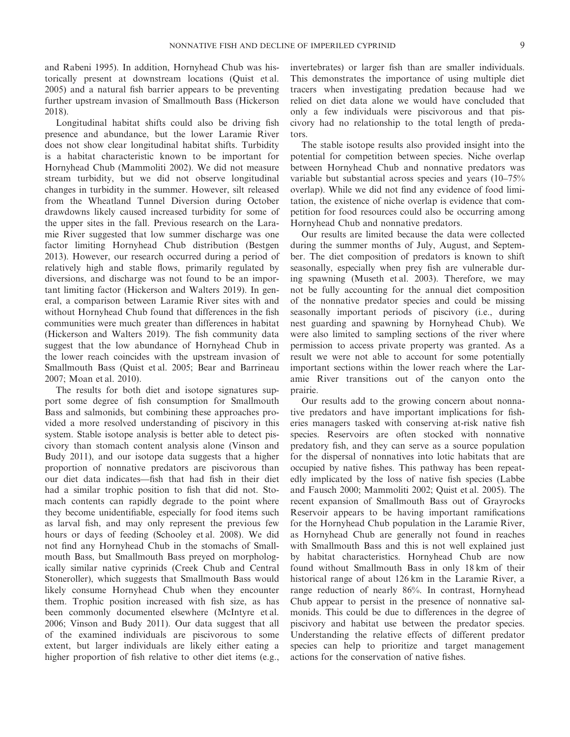and Rabeni 1995). In addition, Hornyhead Chub was historically present at downstream locations (Quist et al. 2005) and a natural fish barrier appears to be preventing further upstream invasion of Smallmouth Bass (Hickerson 2018).

Longitudinal habitat shifts could also be driving fish presence and abundance, but the lower Laramie River does not show clear longitudinal habitat shifts. Turbidity is a habitat characteristic known to be important for Hornyhead Chub (Mammoliti 2002). We did not measure stream turbidity, but we did not observe longitudinal changes in turbidity in the summer. However, silt released from the Wheatland Tunnel Diversion during October drawdowns likely caused increased turbidity for some of the upper sites in the fall. Previous research on the Laramie River suggested that low summer discharge was one factor limiting Hornyhead Chub distribution (Bestgen 2013). However, our research occurred during a period of relatively high and stable flows, primarily regulated by diversions, and discharge was not found to be an important limiting factor (Hickerson and Walters 2019). In general, a comparison between Laramie River sites with and without Hornyhead Chub found that differences in the fish communities were much greater than differences in habitat (Hickerson and Walters 2019). The fish community data suggest that the low abundance of Hornyhead Chub in the lower reach coincides with the upstream invasion of Smallmouth Bass (Quist et al. 2005; Bear and Barrineau 2007; Moan et al. 2010).

The results for both diet and isotope signatures support some degree of fish consumption for Smallmouth Bass and salmonids, but combining these approaches provided a more resolved understanding of piscivory in this system. Stable isotope analysis is better able to detect piscivory than stomach content analysis alone (Vinson and Budy 2011), and our isotope data suggests that a higher proportion of nonnative predators are piscivorous than our diet data indicates—fish that had fish in their diet had a similar trophic position to fish that did not. Stomach contents can rapidly degrade to the point where they become unidentifiable, especially for food items such as larval fish, and may only represent the previous few hours or days of feeding (Schooley et al. 2008). We did not find any Hornyhead Chub in the stomachs of Smallmouth Bass, but Smallmouth Bass preyed on morphologically similar native cyprinids (Creek Chub and Central Stoneroller), which suggests that Smallmouth Bass would likely consume Hornyhead Chub when they encounter them. Trophic position increased with fish size, as has been commonly documented elsewhere (McIntyre et al. 2006; Vinson and Budy 2011). Our data suggest that all of the examined individuals are piscivorous to some extent, but larger individuals are likely either eating a higher proportion of fish relative to other diet items (e.g., invertebrates) or larger fish than are smaller individuals. This demonstrates the importance of using multiple diet tracers when investigating predation because had we relied on diet data alone we would have concluded that only a few individuals were piscivorous and that piscivory had no relationship to the total length of predators.

The stable isotope results also provided insight into the potential for competition between species. Niche overlap between Hornyhead Chub and nonnative predators was variable but substantial across species and years (10–75% overlap). While we did not find any evidence of food limitation, the existence of niche overlap is evidence that competition for food resources could also be occurring among Hornyhead Chub and nonnative predators.

Our results are limited because the data were collected during the summer months of July, August, and September. The diet composition of predators is known to shift seasonally, especially when prey fish are vulnerable during spawning (Museth et al. 2003). Therefore, we may not be fully accounting for the annual diet composition of the nonnative predator species and could be missing seasonally important periods of piscivory (i.e., during nest guarding and spawning by Hornyhead Chub). We were also limited to sampling sections of the river where permission to access private property was granted. As a result we were not able to account for some potentially important sections within the lower reach where the Laramie River transitions out of the canyon onto the prairie.

Our results add to the growing concern about nonnative predators and have important implications for fisheries managers tasked with conserving at-risk native fish species. Reservoirs are often stocked with nonnative predatory fish, and they can serve as a source population for the dispersal of nonnatives into lotic habitats that are occupied by native fishes. This pathway has been repeatedly implicated by the loss of native fish species (Labbe and Fausch 2000; Mammoliti 2002; Quist et al. 2005). The recent expansion of Smallmouth Bass out of Grayrocks Reservoir appears to be having important ramifications for the Hornyhead Chub population in the Laramie River, as Hornyhead Chub are generally not found in reaches with Smallmouth Bass and this is not well explained just by habitat characteristics. Hornyhead Chub are now found without Smallmouth Bass in only 18 km of their historical range of about 126 km in the Laramie River, a range reduction of nearly 86%. In contrast, Hornyhead Chub appear to persist in the presence of nonnative salmonids. This could be due to differences in the degree of piscivory and habitat use between the predator species. Understanding the relative effects of different predator species can help to prioritize and target management actions for the conservation of native fishes.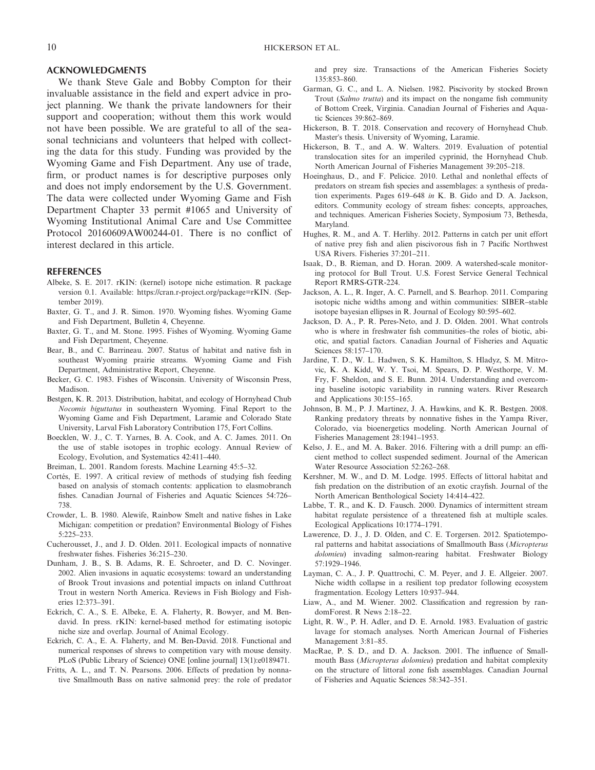## ACKNOWLEDGMENTS

We thank Steve Gale and Bobby Compton for their invaluable assistance in the field and expert advice in project planning. We thank the private landowners for their support and cooperation; without them this work would not have been possible. We are grateful to all of the seasonal technicians and volunteers that helped with collecting the data for this study. Funding was provided by the Wyoming Game and Fish Department. Any use of trade, firm, or product names is for descriptive purposes only and does not imply endorsement by the U.S. Government. The data were collected under Wyoming Game and Fish Department Chapter 33 permit #1065 and University of Wyoming Institutional Animal Care and Use Committee Protocol 20160609AW00244-01. There is no conflict of interest declared in this article.

## REFERENCES

Albeke, S. E. 2017. rKIN: (kernel) isotope niche estimation. R package version 0.1. Available: https://cran.r-project.org/package=rKIN. (September 2019).

Baxter, G. T., and J. R. Simon. 1970. Wyoming fishes. Wyoming Game and Fish Department, Bulletin 4, Cheyenne.

Baxter, G. T., and M. Stone. 1995. Fishes of Wyoming. Wyoming Game and Fish Department, Cheyenne.

Bear, B., and C. Barrineau. 2007. Status of habitat and native fish in southeast Wyoming prairie streams. Wyoming Game and Fish Department, Administrative Report, Cheyenne.

Becker, G. C. 1983. Fishes of Wisconsin. University of Wisconsin Press, Madison.

Bestgen, K. R. 2013. Distribution, habitat, and ecology of Hornyhead Chub *Nocomis biguttatus* in southeastern Wyoming. Final Report to the Wyoming Game and Fish Department, Laramie and Colorado State University, Larval Fish Laboratory Contribution 175, Fort Collins.

Boecklen, W. J., C. T. Yarnes, B. A. Cook, and A. C. James. 2011. On the use of stable isotopes in trophic ecology. Annual Review of Ecology, Evolution, and Systematics 42:411–440.

Breiman, L. 2001. Random forests. Machine Learning 45:5–32.

Cortés, E. 1997. A critical review of methods of studying fish feeding based on analysis of stomach contents: application to elasmobranch fishes. Canadian Journal of Fisheries and Aquatic Sciences 54:726–738.

Crowder, L. B. 1980. Alewife, Rainbow Smelt and native fishes in Lake Michigan: competition or predation? Environmental Biology of Fishes 5:225–233.

Cucherousset, J., and J. D. Olden. 2011. Ecological impacts of nonnative freshwater fishes. Fisheries 36:215–230.

Dunham, J. B., S. B. Adams, R. E. Schroeter, and D. C. Novinger. 2002. Alien invasions in aquatic ecosystems: toward an understanding of Brook Trout invasions and potential impacts on inland Cutthroat Trout in western North America. Reviews in Fish Biology and Fisheries 12:373–391.

Eckrich, C. A., S. E. Albeke, E. A. Flaherty, R. Bowyer, and M. Ben-david. In press. rKIN: kernel-based method for estimating isotopic niche size and overlap. Journal of Animal Ecology.

Eckrich, C. A., E. A. Flaherty, and M. Ben-David. 2018. Functional and numerical responses of shrews to competition vary with mouse density. PLoS (Public Library of Science) ONE [online journal] 13(1):e0189471.

Fritts, A. L., and T. N. Pearsons. 2006. Effects of predation by nonnative Smallmouth Bass on native salmonid prey: the role of predator and prey size. Transactions of the American Fisheries Society 135:853–860.

Garman, G. C., and L. A. Nielsen. 1982. Piscivority by stocked Brown Trout (*Salmo trutta*) and its impact on the nongame fish community of Bottom Creek, Virginia. Canadian Journal of Fisheries and Aquatic Sciences 39:862–869.

Hickerson, B. T. 2018. Conservation and recovery of Hornyhead Chub. Master's thesis. University of Wyoming, Laramie.

Hickerson, B. T., and A. W. Walters. 2019. Evaluation of potential translocation sites for an imperiled cyprinid, the Hornyhead Chub. North American Journal of Fisheries Management 39:205–218.

Hoeinghaus, D., and F. Pelicice. 2010. Lethal and nonlethal effects of predators on stream fish species and assemblages: a synthesis of predation experiments. Pages 619–648 *in* K. B. Gido and D. A. Jackson, editors. Community ecology of stream fishes: concepts, approaches, and techniques. American Fisheries Society, Symposium 73, Bethesda, Maryland.

Hughes, R. M., and A. T. Herlihy. 2012. Patterns in catch per unit effort of native prey fish and alien piscivorous fish in 7 Pacific Northwest USA Rivers. Fisheries 37:201–211.

Isaak, D., B. Rieman, and D. Horan. 2009. A watershed-scale monitoring protocol for Bull Trout. U.S. Forest Service General Technical Report RMRS-GTR-224.

Jackson, A. L., R. Inger, A. C. Parnell, and S. Bearhop. 2011. Comparing isotopic niche widths among and within communities: SIBER–stable isotope bayesian ellipses in R. Journal of Ecology 80:595–602.

Jackson, D. A., P. R. Peres-Neto, and J. D. Olden. 2001. What controls who is where in freshwater fish communities–the roles of biotic, abiotic, and spatial factors. Canadian Journal of Fisheries and Aquatic Sciences 58:157–170.

Jardine, T. D., W. L. Hadwen, S. K. Hamilton, S. Hladyz, S. M. Mitrovic, K. A. Kidd, W. Y. Tsoi, M. Spears, D. P. Westhorpe, V. M. Fry, F. Sheldon, and S. E. Bunn. 2014. Understanding and overcoming baseline isotopic variability in running waters. River Research and Applications 30:155–165.

Johnson, B. M., P. J. Martinez, J. A. Hawkins, and K. R. Bestgen. 2008. Ranking predatory threats by nonnative fishes in the Yampa River, Colorado, via bioenergetics modeling. North American Journal of Fisheries Management 28:1941–1953.

Kelso, J. E., and M. A. Baker. 2016. Filtering with a drill pump: an efficient method to collect suspended sediment. Journal of the American Water Resource Association 52:262–268.

Kershner, M. W., and D. M. Lodge. 1995. Effects of littoral habitat and fish predation on the distribution of an exotic crayfish. Journal of the North American Benthological Society 14:414–422.

Labbe, T. R., and K. D. Fausch. 2000. Dynamics of intermittent stream habitat regulate persistence of a threatened fish at multiple scales. Ecological Applications 10:1774–1791.

Lawerence, D. J., J. D. Olden, and C. E. Torgersen. 2012. Spatiotemporal patterns and habitat associations of Smallmouth Bass (*Micropterus dolomieu*) invading salmon-rearing habitat. Freshwater Biology 57:1929–1946.

Layman, C. A., J. P. Quattrochi, C. M. Peyer, and J. E. Allgeier. 2007. Niche width collapse in a resilient top predator following ecosystem fragmentation. Ecology Letters 10:937–944.

Liaw, A., and M. Wiener. 2002. Classification and regression by randomForest. R News 2:18–22.

Light, R. W., P. H. Adler, and D. E. Arnold. 1983. Evaluation of gastric lavage for stomach analyses. North American Journal of Fisheries Management 3:81–85.

MacRae, P. S. D., and D. A. Jackson. 2001. The influence of Smallmouth Bass (*Micropterus dolomieu*) predation and habitat complexity on the structure of littoral zone fish assemblages. Canadian Journal of Fisheries and Aquatic Sciences 58:342–351.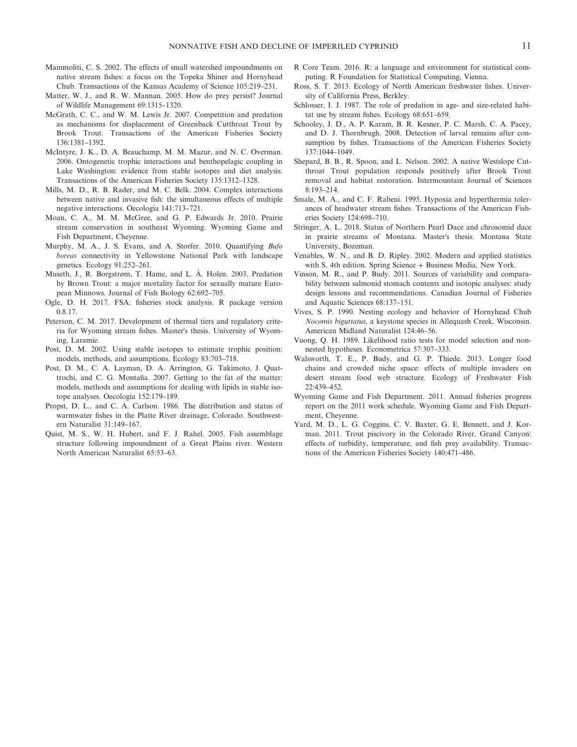Mammoliti, C. S. 2002. The effects of small watershed impoundments on native stream fishes: a focus on the Topeka Shiner and Hornyhead Chub. Transactions of the Kansas Academy of Science 105:219–231.

Matter, W. J., and R. W. Mannan. 2005. How do prey persist? Journal of Wildlife Management 69:1315–1320.

McGrath, C. C., and W. M. Lewis Jr. 2007. Competition and predation as mechanisms for displacement of Greenback Cutthroat Trout by Brook Trout. Transactions of the American Fisheries Society 136:1381–1392.

McIntyre, J. K., D. A. Beauchamp, M. M. Mazur, and N. C. Overman. 2006. Ontogenetic trophic interactions and benthopelagic coupling in Lake Washington: evidence from stable isotopes and diet analysis. Transactions of the American Fisheries Society 135:1312–1328.

Mills, M. D., R. B. Rader, and M. C. Belk. 2004. Complex interactions between native and invasive fish: the simultaneous effects of multiple negative interactions. Oecologia 141:713–721.

Moan, C. A., M. M. McGree, and G. P. Edwards Jr. 2010. Prairie stream conservation in southeast Wyoming. Wyoming Game and Fish Department, Cheyenne.

Murphy, M. A., J. S. Evans, and A. Storfer. 2010. Quantifying *Bufo boreas* connectivity in Yellowstone National Park with landscape genetics. Ecology 91:252–261.

Museth, J., R. Borgstrøm, T. Hame, and L. Å. Holen. 2003. Predation by Brown Trout: a major mortality factor for sexually mature European Minnows. Journal of Fish Biology 62:692–705.

Ogle, D. H. 2017. FSA: fisheries stock analysis. R package version 0.8.17.

Peterson, C. M. 2017. Development of thermal tiers and regulatory criteria for Wyoming stream fishes. Master's thesis. University of Wyoming, Laramie.

Post, D. M. 2002. Using stable isotopes to estimate trophic position: models, methods, and assumptions. Ecology 83:703–718.

Post, D. M., C. A. Layman, D. A. Arrington, G. Takimoto, J. Quattrochi, and C. G. Montaña. 2007. Getting to the fat of the matter: models, methods and assumptions for dealing with lipids in stable isotope analyses. Oecologia 152:179–189.

Propst, D. L., and C. A. Carlson. 1986. The distribution and status of warmwater fishes in the Platte River drainage, Colorado. Southwestern Naturalist 31:149–167.

Quist, M. S., W. H. Hubert, and F. J. Rahel. 2005. Fish assemblage structure following impoundment of a Great Plains river. Western North American Naturalist 65:53–63.

R Core Team. 2016. R: a language and environment for statistical computing. R Foundation for Statistical Computing, Vienna.

Ross, S. T. 2013. Ecology of North American freshwater fishes. University of California Press, Berkley.

Schlosser, I. J. 1987. The role of predation in age- and size-related habitat use by stream fishes. Ecology 68:651–659.

Schooley, J. D., A. P. Karam, B. R. Kesner, P. C. Marsh, C. A. Pacey, and D. J. Thornbrugh. 2008. Detection of larval remains after consumption by fishes. Transactions of the American Fisheries Society 137:1044–1049.

Shepard, B. B., R. Spoon, and L. Nelson. 2002. A native Westslope Cutthroat Trout population responds positively after Brook Trout removal and habitat restoration. Intermountain Journal of Sciences 8:193–214.

Smale, M. A., and C. F. Rabeni. 1995. Hypoxia and hyperthermia tolerances of headwater stream fishes. Transactions of the American Fisheries Society 124:698–710.

Stringer, A. L. 2018. Status of Northern Pearl Dace and chrosomid dace in prairie streams of Montana. Master's thesis. Montana State University, Bozeman.

Venables, W. N., and B. D. Ripley. 2002. Modern and applied statistics with S, 4th edition. Spring Science + Business Media, New York.

Vinson, M. R., and P. Budy. 2011. Sources of variability and comparability between salmonid stomach contents and isotopic analyses: study design lessons and recommendations. Canadian Journal of Fisheries and Aquatic Sciences 68:137–151.

Vives, S. P. 1990. Nesting ecology and behavior of Hornyhead Chub *Nocomis biguttatus*, a keystone species in Allequash Creek, Wisconsin. American Midland Naturalist 124:46–56.

Vuong, Q. H. 1989. Likelihood ratio tests for model selection and nonnested hypotheses. Econometrica 57:307–333.

Walsworth, T. E., P. Budy, and G. P. Thiede. 2013. Longer food chains and crowded niche space: effects of multiple invaders on desert stream food web structure. Ecology of Freshwater Fish 22:439–452.

Wyoming Game and Fish Department. 2011. Annual fisheries progress report on the 2011 work schedule. Wyoming Game and Fish Department, Cheyenne.

Yard, M. D., L. G. Coggins, C. V. Baxter, G. E. Bennett, and J. Korman. 2011. Trout piscivory in the Colorado River, Grand Canyon: effects of turbidity, temperature, and fish prey availability. Transactions of the American Fisheries Society 140:471–486.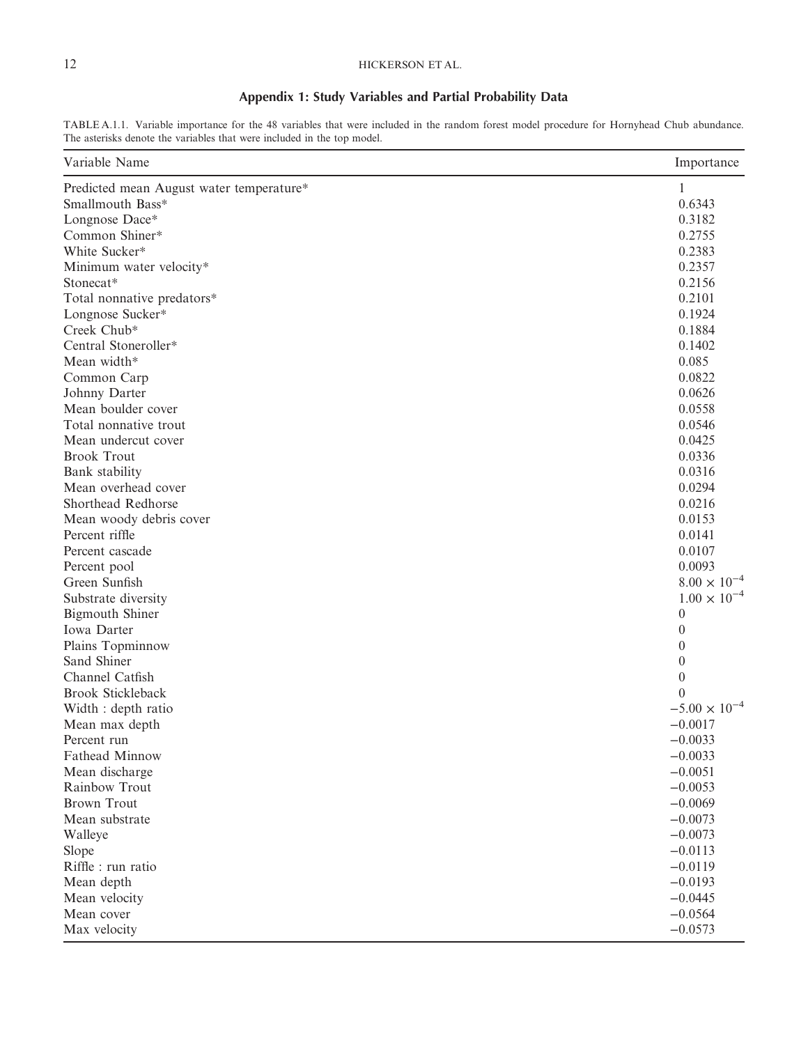## Appendix 1: Study Variables and Partial Probability Data

TABLE A.1.1. Variable importance for the 48 variables that were included in the random forest model procedure for Hornyhead Chub abundance. The asterisks denote the variables that were included in the top model.

| Variable Name | Importance |
|---|---|
| Predicted mean August water temperature* | 1 |
| Smallmouth Bass* | 0.6343 |
| Longnose Dace* | 0.3182 |
| Common Shiner* | 0.2755 |
| White Sucker* | 0.2383 |
| Minimum water velocity* | 0.2357 |
| Stonecat* | 0.2156 |
| Total nonnative predators* | 0.2101 |
| Longnose Sucker* | 0.1924 |
| Creek Chub* | 0.1884 |
| Central Stoneroller* | 0.1402 |
| Mean width* | 0.085 |
| Common Carp | 0.0822 |
| Johnny Darter | 0.0626 |
| Mean boulder cover | 0.0558 |
| Total nonnative trout | 0.0546 |
| Mean undercut cover | 0.0425 |
| Brook Trout | 0.0336 |
| Bank stability | 0.0316 |
| Mean overhead cover | 0.0294 |
| Shorthead Redhorse | 0.0216 |
| Mean woody debris cover | 0.0153 |
| Percent riffle | 0.0141 |
| Percent cascade | 0.0107 |
| Percent pool | 0.0093 |
| Green Sunfish | $8.00 \times 10^{-4}$ |
| Substrate diversity | $1.00 \times 10^{-4}$ |
| Bigmouth Shiner | 0 |
| Iowa Darter | 0 |
| Plains Topminnow | 0 |
| Sand Shiner | 0 |
| Channel Catfish | 0 |
| Brook Stickleback | 0 |
| Width : depth ratio | $-5.00 \times 10^{-4}$ |
| Mean max depth | −0.0017 |
| Percent run | −0.0033 |
| Fathead Minnow | −0.0033 |
| Mean discharge | −0.0051 |
| Rainbow Trout | −0.0053 |
| Brown Trout | −0.0069 |
| Mean substrate | −0.0073 |
| Walleye | −0.0073 |
| Slope | −0.0113 |
| Riffle : run ratio | −0.0119 |
| Mean depth | −0.0193 |
| Mean velocity | −0.0445 |
| Mean cover | −0.0564 |
| Max velocity | −0.0573 |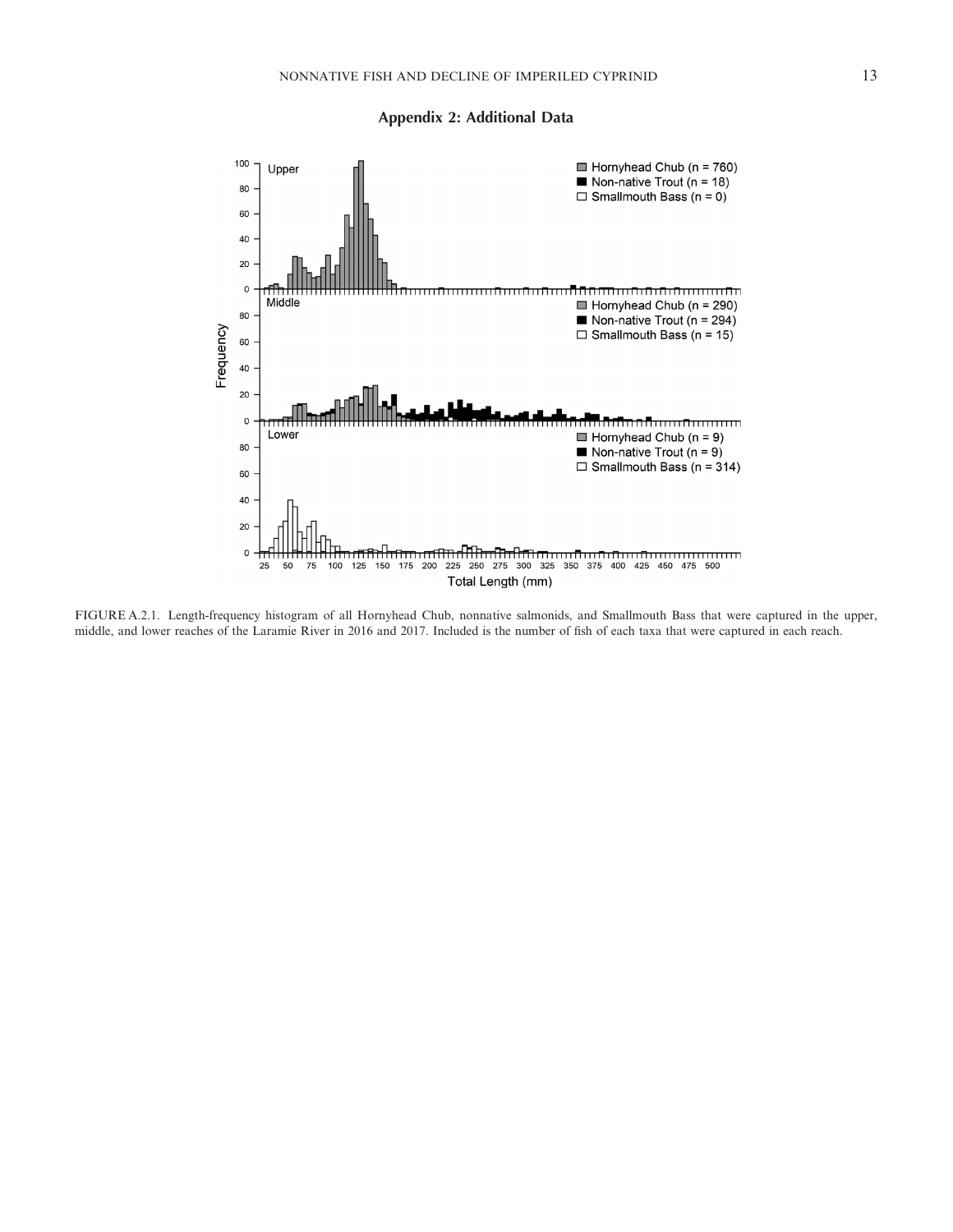## Appendix 2: Additional Data

FIGURE A.2.1. Length-frequency histogram of all Hornyhead Chub, nonnative salmonids, and Smallmouth Bass that were captured in the upper, middle, and lower reaches of the Laramie River in 2016 and 2017. Included is the number of fish of each taxa that were captured in each reach.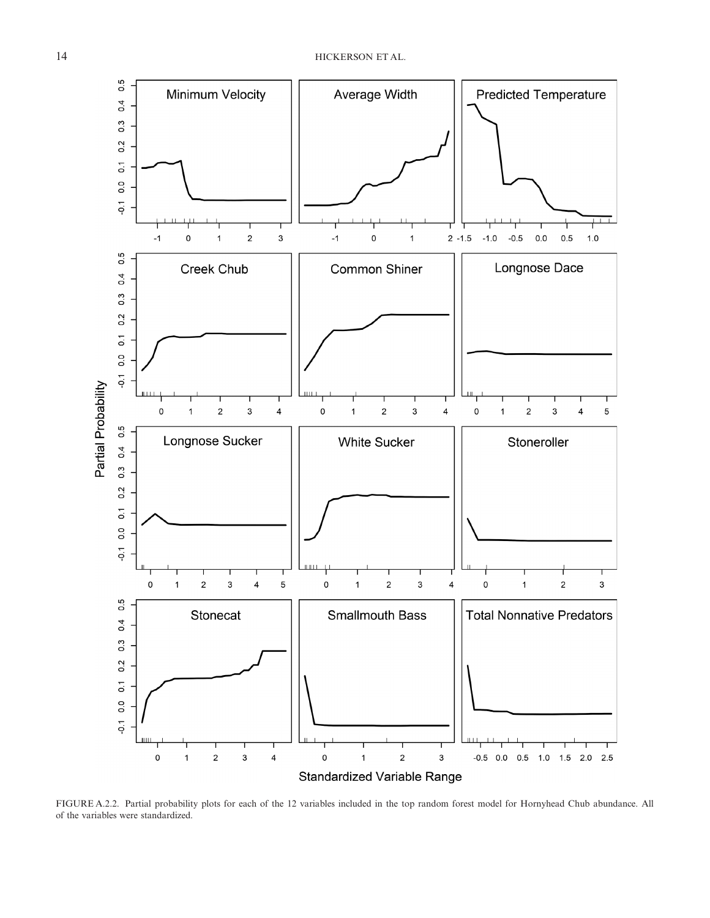Minimum Velocity

Average Width

Predicted Temperature

Creek Chub

Common Shiner

Longnose Dace

Longnose Sucker

White Sucker

Stoneroller

Stonecat

Smallmouth Bass

Total Nonnative Predators

Partial Probability

Standardized Variable Range

FIGURE A.2.2. Partial probability plots for each of the 12 variables included in the top random forest model for Hornyhead Chub abundance. All of the variables were standardized.